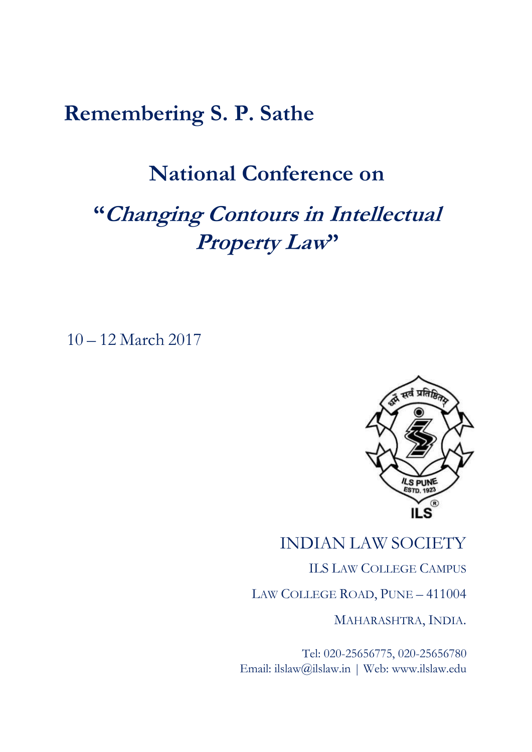# Remembering S. P. Sathe

## National Conference on

## "*Changing Contours in Intellectual Property Law*"

10 – 12 March 2017

धर्मे सर्वं प्रतिष्ठितम्

ILS PUNE
ESTD. 1923

ILS®

INDIAN LAW SOCIETY

ILS LAW COLLEGE CAMPUS

LAW COLLEGE ROAD, PUNE – 411004

MAHARASHTRA, INDIA.

Tel: 020-25656775, 020-25656780
Email: ilslaw@ilslaw.in | Web: www.ilslaw.edu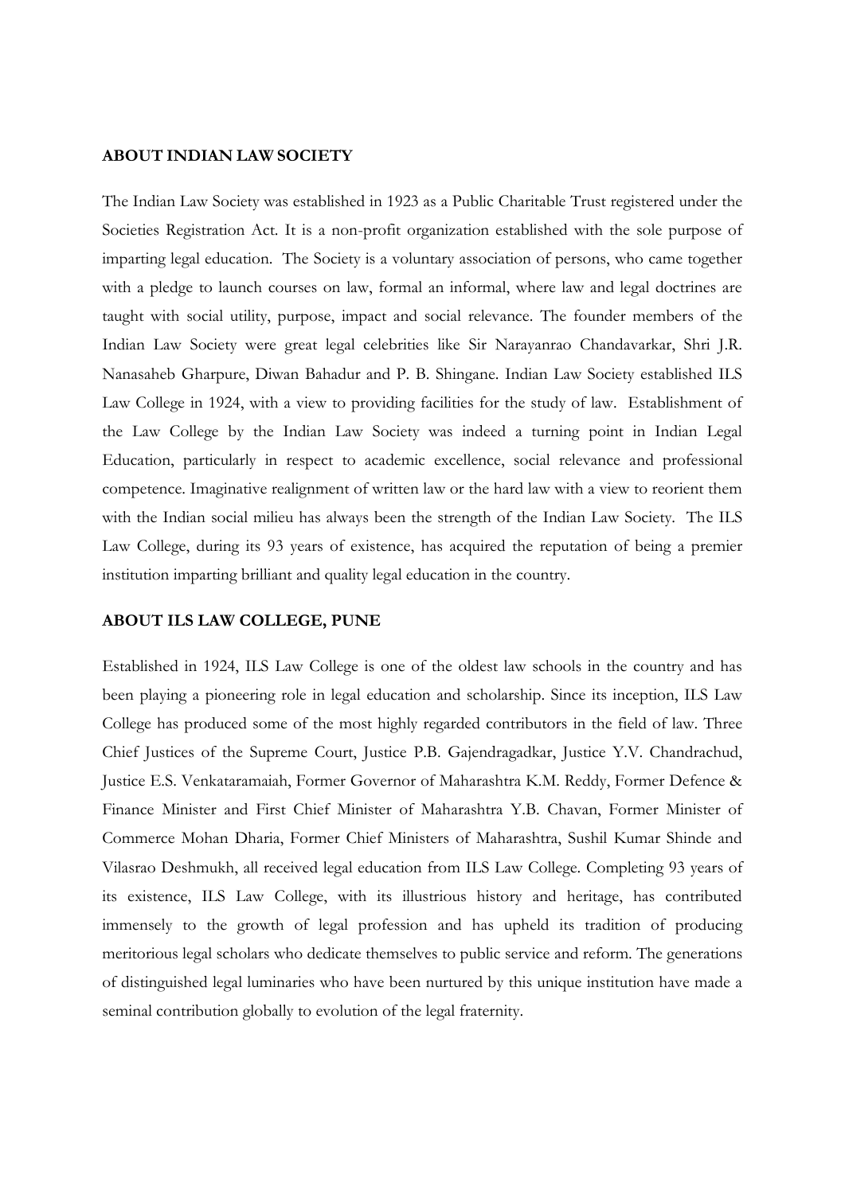**ABOUT INDIAN LAW SOCIETY**

The Indian Law Society was established in 1923 as a Public Charitable Trust registered under the Societies Registration Act. It is a non-profit organization established with the sole purpose of imparting legal education. The Society is a voluntary association of persons, who came together with a pledge to launch courses on law, formal an informal, where law and legal doctrines are taught with social utility, purpose, impact and social relevance. The founder members of the Indian Law Society were great legal celebrities like Sir Narayanrao Chandavarkar, Shri J.R. Nanasaheb Gharpure, Diwan Bahadur and P. B. Shingane. Indian Law Society established ILS Law College in 1924, with a view to providing facilities for the study of law. Establishment of the Law College by the Indian Law Society was indeed a turning point in Indian Legal Education, particularly in respect to academic excellence, social relevance and professional competence. Imaginative realignment of written law or the hard law with a view to reorient them with the Indian social milieu has always been the strength of the Indian Law Society. The ILS Law College, during its 93 years of existence, has acquired the reputation of being a premier institution imparting brilliant and quality legal education in the country.

**ABOUT ILS LAW COLLEGE, PUNE**

Established in 1924, ILS Law College is one of the oldest law schools in the country and has been playing a pioneering role in legal education and scholarship. Since its inception, ILS Law College has produced some of the most highly regarded contributors in the field of law. Three Chief Justices of the Supreme Court, Justice P.B. Gajendragadkar, Justice Y.V. Chandrachud, Justice E.S. Venkataramaiah, Former Governor of Maharashtra K.M. Reddy, Former Defence & Finance Minister and First Chief Minister of Maharashtra Y.B. Chavan, Former Minister of Commerce Mohan Dharia, Former Chief Ministers of Maharashtra, Sushil Kumar Shinde and Vilasrao Deshmukh, all received legal education from ILS Law College. Completing 93 years of its existence, ILS Law College, with its illustrious history and heritage, has contributed immensely to the growth of legal profession and has upheld its tradition of producing meritorious legal scholars who dedicate themselves to public service and reform. The generations of distinguished legal luminaries who have been nurtured by this unique institution have made a seminal contribution globally to evolution of the legal fraternity.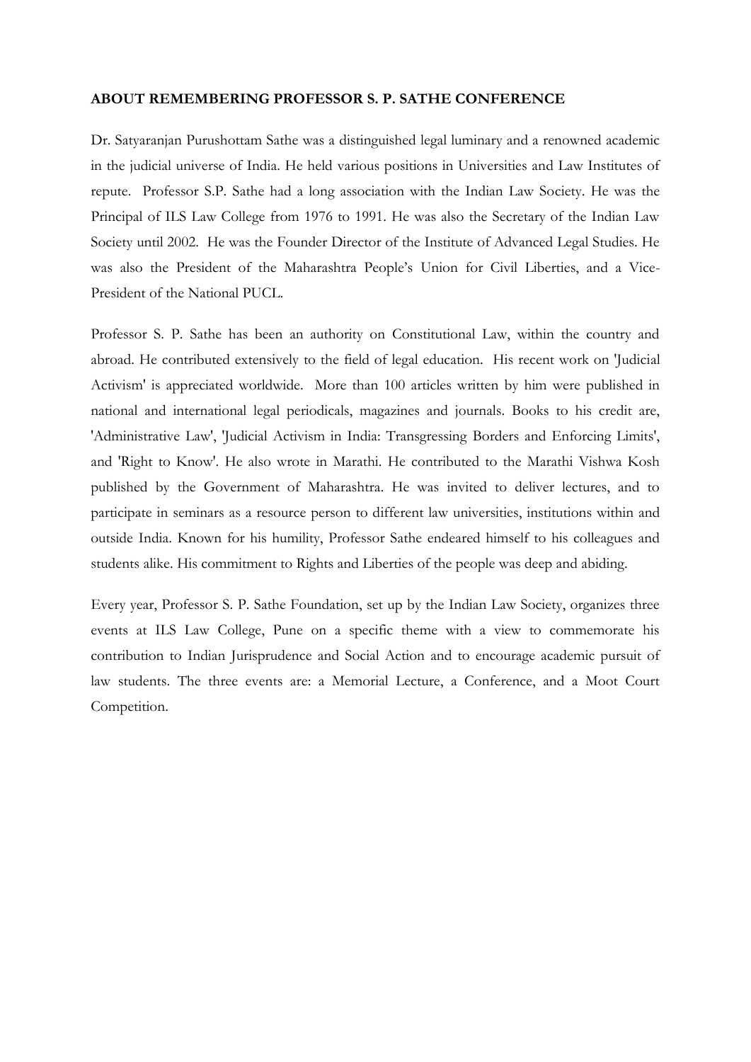**ABOUT REMEMBERING PROFESSOR S. P. SATHE CONFERENCE**

Dr. Satyaranjan Purushottam Sathe was a distinguished legal luminary and a renowned academic in the judicial universe of India. He held various positions in Universities and Law Institutes of repute. Professor S.P. Sathe had a long association with the Indian Law Society. He was the Principal of ILS Law College from 1976 to 1991. He was also the Secretary of the Indian Law Society until 2002. He was the Founder Director of the Institute of Advanced Legal Studies. He was also the President of the Maharashtra People's Union for Civil Liberties, and a Vice-President of the National PUCL.

Professor S. P. Sathe has been an authority on Constitutional Law, within the country and abroad. He contributed extensively to the field of legal education. His recent work on 'Judicial Activism' is appreciated worldwide. More than 100 articles written by him were published in national and international legal periodicals, magazines and journals. Books to his credit are, 'Administrative Law', 'Judicial Activism in India: Transgressing Borders and Enforcing Limits', and 'Right to Know'. He also wrote in Marathi. He contributed to the Marathi Vishwa Kosh published by the Government of Maharashtra. He was invited to deliver lectures, and to participate in seminars as a resource person to different law universities, institutions within and outside India. Known for his humility, Professor Sathe endeared himself to his colleagues and students alike. His commitment to Rights and Liberties of the people was deep and abiding.

Every year, Professor S. P. Sathe Foundation, set up by the Indian Law Society, organizes three events at ILS Law College, Pune on a specific theme with a view to commemorate his contribution to Indian Jurisprudence and Social Action and to encourage academic pursuit of law students. The three events are: a Memorial Lecture, a Conference, and a Moot Court Competition.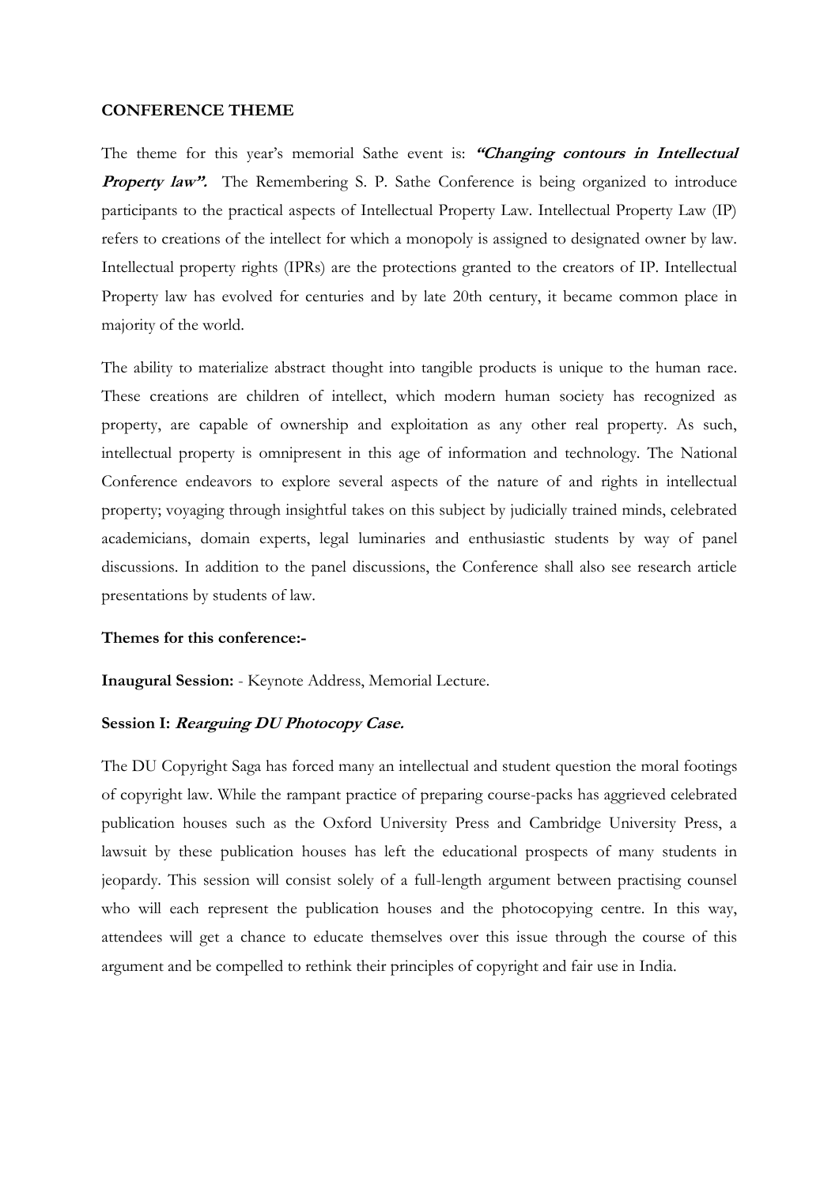**CONFERENCE THEME**

The theme for this year's memorial Sathe event is: ***"Changing contours in Intellectual Property law".*** The Remembering S. P. Sathe Conference is being organized to introduce participants to the practical aspects of Intellectual Property Law. Intellectual Property Law (IP) refers to creations of the intellect for which a monopoly is assigned to designated owner by law. Intellectual property rights (IPRs) are the protections granted to the creators of IP. Intellectual Property law has evolved for centuries and by late 20th century, it became common place in majority of the world.

The ability to materialize abstract thought into tangible products is unique to the human race. These creations are children of intellect, which modern human society has recognized as property, are capable of ownership and exploitation as any other real property. As such, intellectual property is omnipresent in this age of information and technology. The National Conference endeavors to explore several aspects of the nature of and rights in intellectual property; voyaging through insightful takes on this subject by judicially trained minds, celebrated academicians, domain experts, legal luminaries and enthusiastic students by way of panel discussions. In addition to the panel discussions, the Conference shall also see research article presentations by students of law.

**Themes for this conference:-**

**Inaugural Session:** - Keynote Address, Memorial Lecture.

**Session I: *Rearguing DU Photocopy Case.***

The DU Copyright Saga has forced many an intellectual and student question the moral footings of copyright law. While the rampant practice of preparing course-packs has aggrieved celebrated publication houses such as the Oxford University Press and Cambridge University Press, a lawsuit by these publication houses has left the educational prospects of many students in jeopardy. This session will consist solely of a full-length argument between practising counsel who will each represent the publication houses and the photocopying centre. In this way, attendees will get a chance to educate themselves over this issue through the course of this argument and be compelled to rethink their principles of copyright and fair use in India.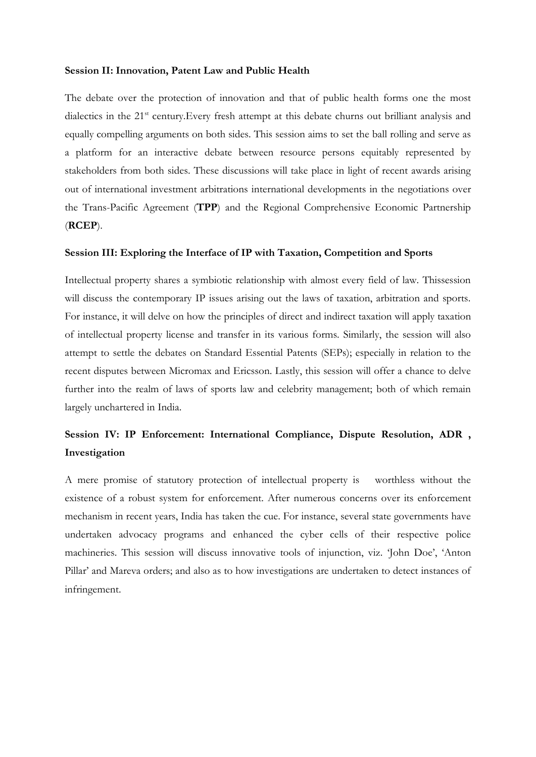**Session II: Innovation, Patent Law and Public Health**

The debate over the protection of innovation and that of public health forms one the most dialectics in the 21st century.Every fresh attempt at this debate churns out brilliant analysis and equally compelling arguments on both sides. This session aims to set the ball rolling and serve as a platform for an interactive debate between resource persons equitably represented by stakeholders from both sides. These discussions will take place in light of recent awards arising out of international investment arbitrations international developments in the negotiations over the Trans-Pacific Agreement (**TPP**) and the Regional Comprehensive Economic Partnership (**RCEP**).

**Session III: Exploring the Interface of IP with Taxation, Competition and Sports**

Intellectual property shares a symbiotic relationship with almost every field of law. Thissession will discuss the contemporary IP issues arising out the laws of taxation, arbitration and sports. For instance, it will delve on how the principles of direct and indirect taxation will apply taxation of intellectual property license and transfer in its various forms. Similarly, the session will also attempt to settle the debates on Standard Essential Patents (SEPs); especially in relation to the recent disputes between Micromax and Ericsson. Lastly, this session will offer a chance to delve further into the realm of laws of sports law and celebrity management; both of which remain largely unchartered in India.

**Session IV: IP Enforcement: International Compliance, Dispute Resolution, ADR , Investigation**

A mere promise of statutory protection of intellectual property is worthless without the existence of a robust system for enforcement. After numerous concerns over its enforcement mechanism in recent years, India has taken the cue. For instance, several state governments have undertaken advocacy programs and enhanced the cyber cells of their respective police machineries. This session will discuss innovative tools of injunction, viz. 'John Doe', 'Anton Pillar' and Mareva orders; and also as to how investigations are undertaken to detect instances of infringement.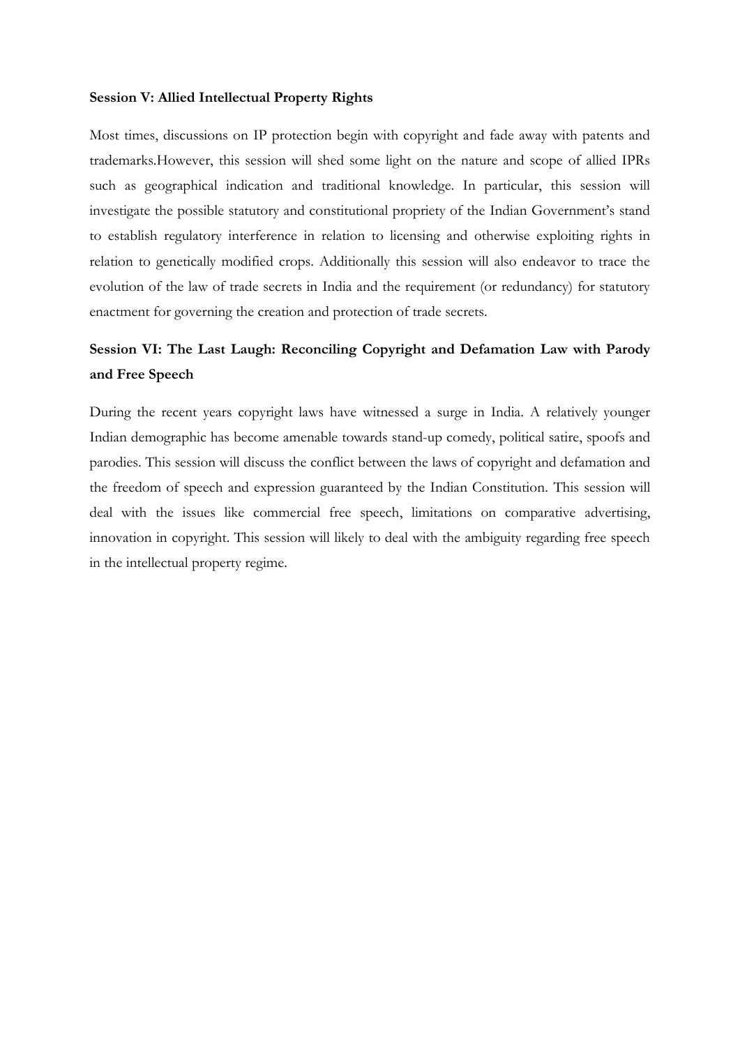**Session V: Allied Intellectual Property Rights**

Most times, discussions on IP protection begin with copyright and fade away with patents and trademarks.However, this session will shed some light on the nature and scope of allied IPRs such as geographical indication and traditional knowledge. In particular, this session will investigate the possible statutory and constitutional propriety of the Indian Government's stand to establish regulatory interference in relation to licensing and otherwise exploiting rights in relation to genetically modified crops. Additionally this session will also endeavor to trace the evolution of the law of trade secrets in India and the requirement (or redundancy) for statutory enactment for governing the creation and protection of trade secrets.

**Session VI: The Last Laugh: Reconciling Copyright and Defamation Law with Parody and Free Speech**

During the recent years copyright laws have witnessed a surge in India. A relatively younger Indian demographic has become amenable towards stand-up comedy, political satire, spoofs and parodies. This session will discuss the conflict between the laws of copyright and defamation and the freedom of speech and expression guaranteed by the Indian Constitution. This session will deal with the issues like commercial free speech, limitations on comparative advertising, innovation in copyright. This session will likely to deal with the ambiguity regarding free speech in the intellectual property regime.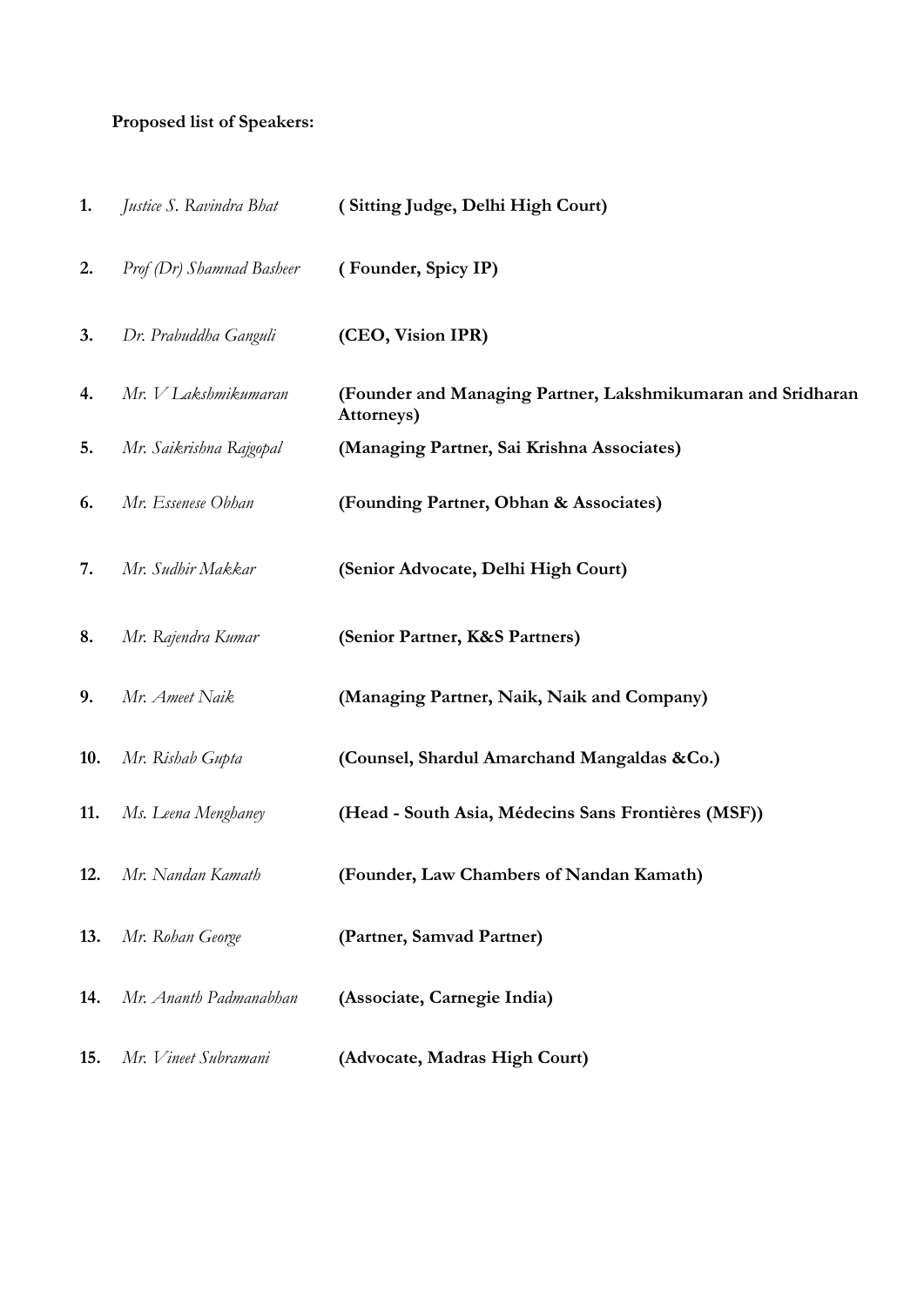**Proposed list of Speakers:**

1. *Justice S. Ravindra Bhat* **( Sitting Judge, Delhi High Court)**
2. *Prof (Dr) Shamnad Basheer* **( Founder, Spicy IP)**
3. *Dr. Prabuddha Ganguli* **(CEO, Vision IPR)**
4. *Mr. V Lakshmikumaran* **(Founder and Managing Partner, Lakshmikumaran and Sridharan Attorneys)**
5. *Mr. Saikrishna Rajgopal* **(Managing Partner, Sai Krishna Associates)**
6. *Mr. Essenese Obhan* **(Founding Partner, Obhan & Associates)**
7. *Mr. Sudhir Makkar* **(Senior Advocate, Delhi High Court)**
8. *Mr. Rajendra Kumar* **(Senior Partner, K&S Partners)**
9. *Mr. Ameet Naik* **(Managing Partner, Naik, Naik and Company)**
10. *Mr. Rishab Gupta* **(Counsel, Shardul Amarchand Mangaldas &Co.)**
11. *Ms. Leena Menghaney* **(Head - South Asia, Médecins Sans Frontières (MSF))**
12. *Mr. Nandan Kamath* **(Founder, Law Chambers of Nandan Kamath)**
13. *Mr. Rohan George* **(Partner, Samvad Partner)**
14. *Mr. Ananth Padmanabhan* **(Associate, Carnegie India)**
15. *Mr. Vineet Subramani* **(Advocate, Madras High Court)**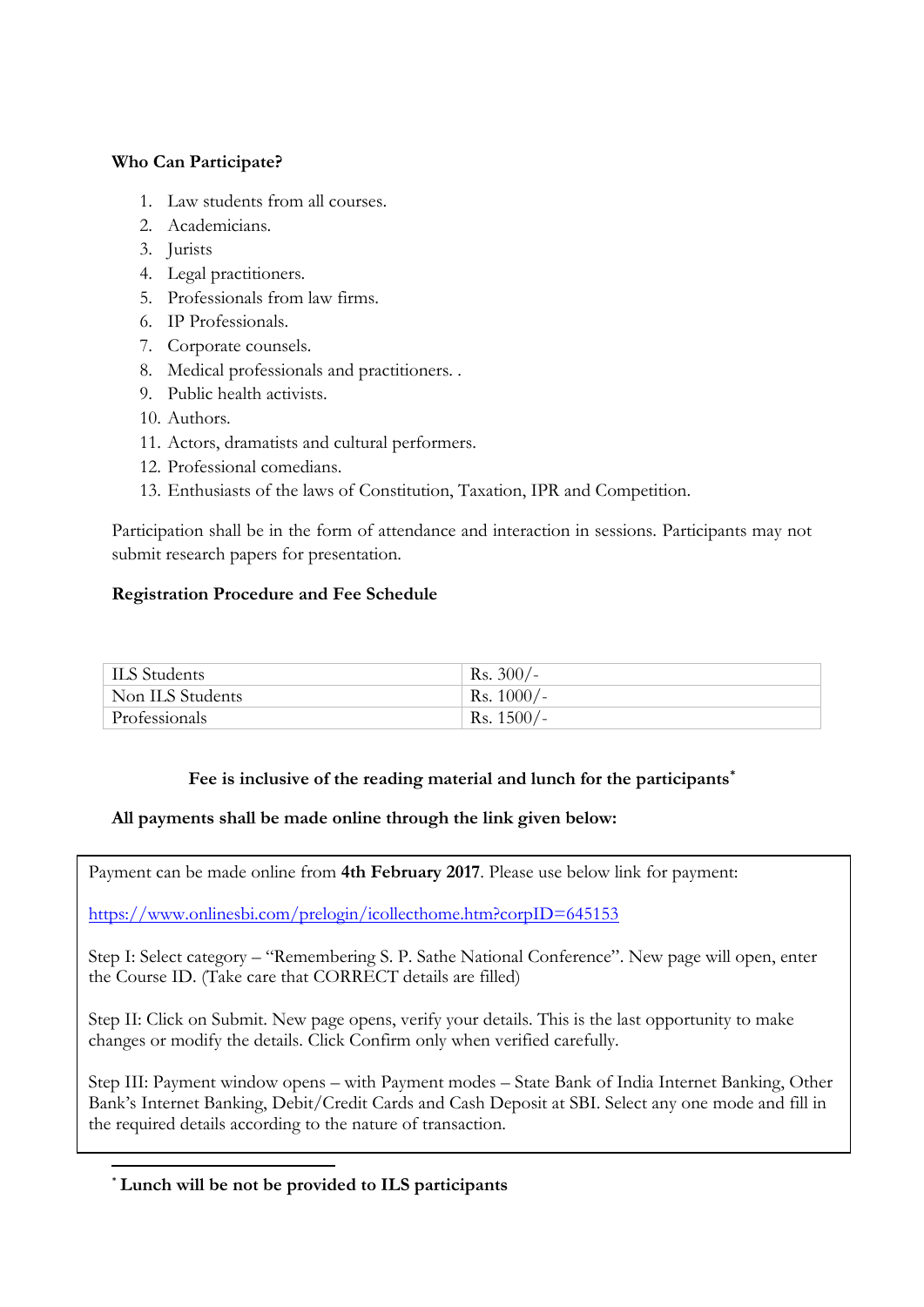**Who Can Participate?**

1. Law students from all courses.
2. Academicians.
3. Jurists
4. Legal practitioners.
5. Professionals from law firms.
6. IP Professionals.
7. Corporate counsels.
8. Medical professionals and practitioners. .
9. Public health activists.
10. Authors.
11. Actors, dramatists and cultural performers.
12. Professional comedians.
13. Enthusiasts of the laws of Constitution, Taxation, IPR and Competition.

Participation shall be in the form of attendance and interaction in sessions. Participants may not submit research papers for presentation.

**Registration Procedure and Fee Schedule**

| | |
|---|---|
| ILS Students | Rs. 300/- |
| Non ILS Students | Rs. 1000/- |
| Professionals | Rs. 1500/- |

**Fee is inclusive of the reading material and lunch for the participants***

**All payments shall be made online through the link given below:**

Payment can be made online from **4th February 2017**. Please use below link for payment:

https://www.onlinesbi.com/prelogin/icollecthome.htm?corpID=645153

Step I: Select category – "Remembering S. P. Sathe National Conference". New page will open, enter the Course ID. (Take care that CORRECT details are filled)

Step II: Click on Submit. New page opens, verify your details. This is the last opportunity to make changes or modify the details. Click Confirm only when verified carefully.

Step III: Payment window opens – with Payment modes – State Bank of India Internet Banking, Other Bank's Internet Banking, Debit/Credit Cards and Cash Deposit at SBI. Select any one mode and fill in the required details according to the nature of transaction.

---

\* **Lunch will be not be provided to ILS participants**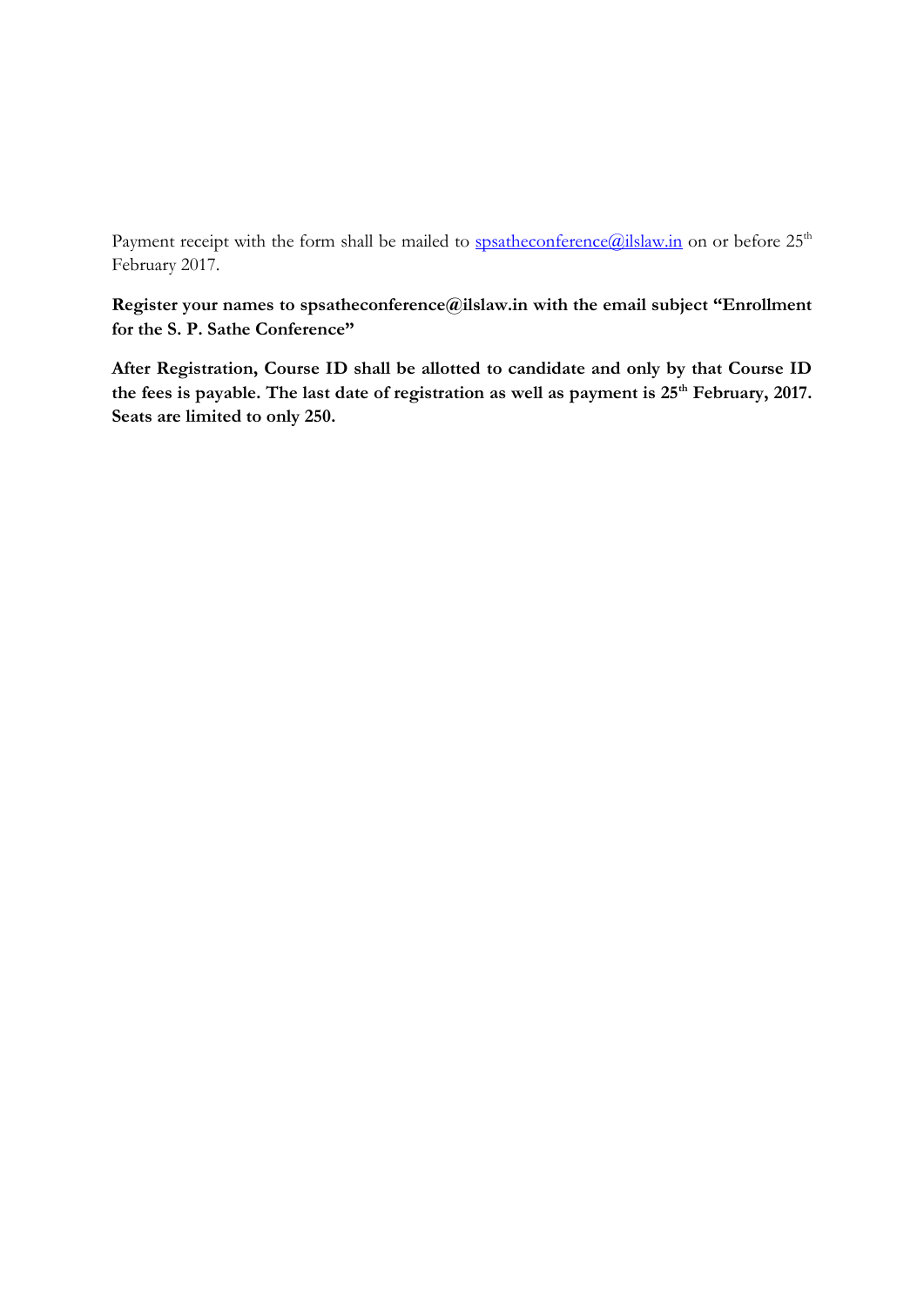Payment receipt with the form shall be mailed to spsatheconference@ilslaw.in on or before 25th February 2017.

**Register your names to spsatheconference@ilslaw.in with the email subject "Enrollment for the S. P. Sathe Conference"**

**After Registration, Course ID shall be allotted to candidate and only by that Course ID the fees is payable. The last date of registration as well as payment is 25th February, 2017. Seats are limited to only 250.**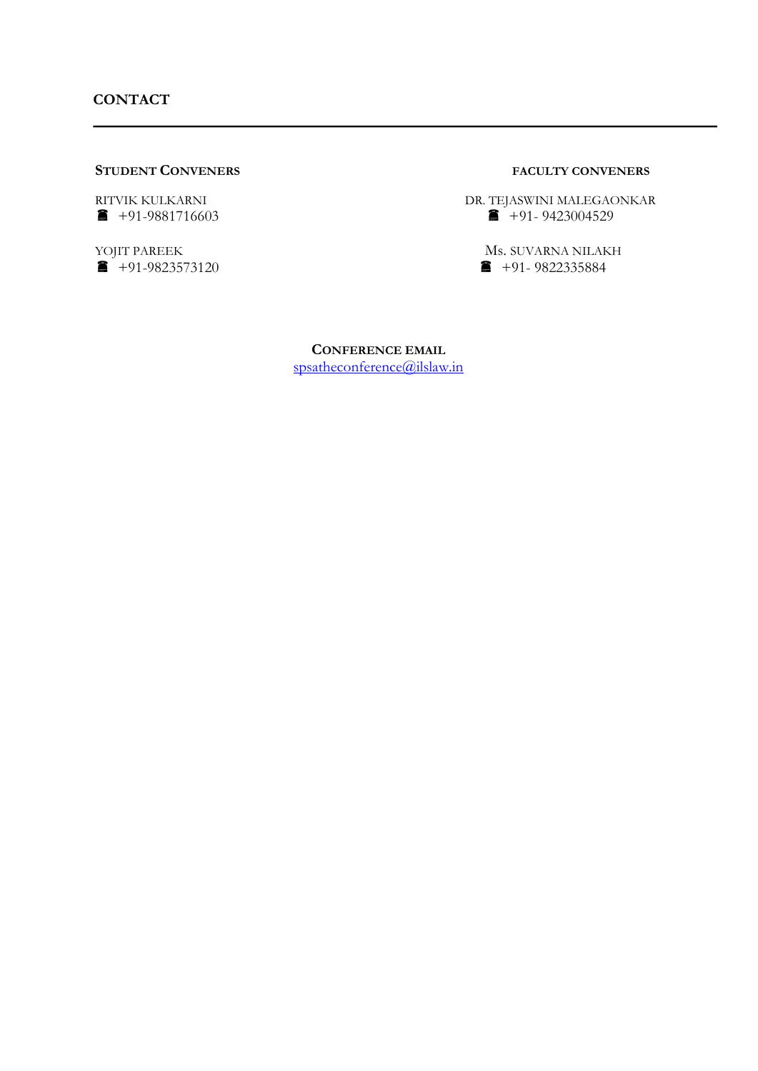## CONTACT

---

**STUDENT CONVENERS**

RITVIK KULKARNI
☎ +91-9881716603

YOJIT PAREEK
☎ +91-9823573120

**FACULTY CONVENERS**

DR. TEJASWINI MALEGAONKAR
☎ +91- 9423004529

Ms. SUVARNA NILAKH
☎ +91- 9822335884

**CONFERENCE EMAIL**
spsatheconference@ilslaw.in